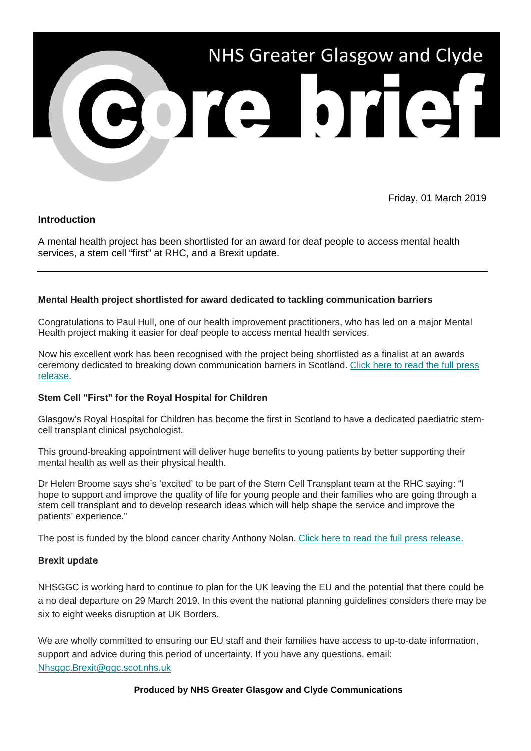# NHS Greater Glasgow and Clyde Core brief

Friday, 01 March 2019

## Introduction

A mental health project has been shortlisted for an award for deaf people to access mental health services, a stem cell "first" at RHC, and a Brexit update.

---

### Mental Health project shortlisted for award dedicated to tackling communication barriers

Congratulations to Paul Hull, one of our health improvement practitioners, who has led on a major Mental Health project making it easier for deaf people to access mental health services.

Now his excellent work has been recognised with the project being shortlisted as a finalist at an awards ceremony dedicated to breaking down communication barriers in Scotland. Click here to read the full press release.

### Stem Cell "First" for the Royal Hospital for Children

Glasgow's Royal Hospital for Children has become the first in Scotland to have a dedicated paediatric stem-cell transplant clinical psychologist.

This ground-breaking appointment will deliver huge benefits to young patients by better supporting their mental health as well as their physical health.

Dr Helen Broome says she's 'excited' to be part of the Stem Cell Transplant team at the RHC saying: "I hope to support and improve the quality of life for young people and their families who are going through a stem cell transplant and to develop research ideas which will help shape the service and improve the patients' experience."

The post is funded by the blood cancer charity Anthony Nolan. Click here to read the full press release.

### Brexit update

NHSGGC is working hard to continue to plan for the UK leaving the EU and the potential that there could be a no deal departure on 29 March 2019. In this event the national planning guidelines considers there may be six to eight weeks disruption at UK Borders.

We are wholly committed to ensuring our EU staff and their families have access to up-to-date information, support and advice during this period of uncertainty. If you have any questions, email: Nhsggc.Brexit@ggc.scot.nhs.uk

**Produced by NHS Greater Glasgow and Clyde Communications**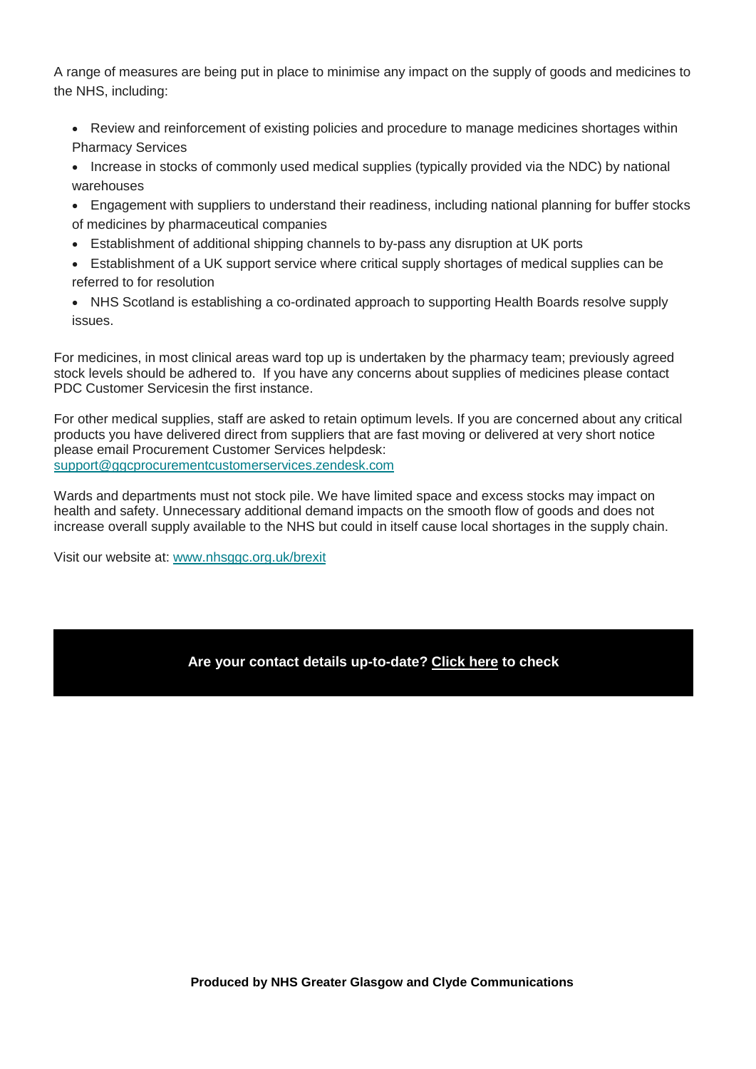A range of measures are being put in place to minimise any impact on the supply of goods and medicines to the NHS, including:

- Review and reinforcement of existing policies and procedure to manage medicines shortages within Pharmacy Services
- Increase in stocks of commonly used medical supplies (typically provided via the NDC) by national warehouses
- Engagement with suppliers to understand their readiness, including national planning for buffer stocks of medicines by pharmaceutical companies
- Establishment of additional shipping channels to by-pass any disruption at UK ports
- Establishment of a UK support service where critical supply shortages of medical supplies can be referred to for resolution
- NHS Scotland is establishing a co-ordinated approach to supporting Health Boards resolve supply issues.

For medicines, in most clinical areas ward top up is undertaken by the pharmacy team; previously agreed stock levels should be adhered to. If you have any concerns about supplies of medicines please contact PDC Customer Servicesin the first instance.

For other medical supplies, staff are asked to retain optimum levels. If you are concerned about any critical products you have delivered direct from suppliers that are fast moving or delivered at very short notice please email Procurement Customer Services helpdesk: support@ggcprocurementcustomerservices.zendesk.com

Wards and departments must not stock pile. We have limited space and excess stocks may impact on health and safety. Unnecessary additional demand impacts on the smooth flow of goods and does not increase overall supply available to the NHS but could in itself cause local shortages in the supply chain.

Visit our website at: www.nhsggc.org.uk/brexit

**Are your contact details up-to-date? Click here to check**

**Produced by NHS Greater Glasgow and Clyde Communications**